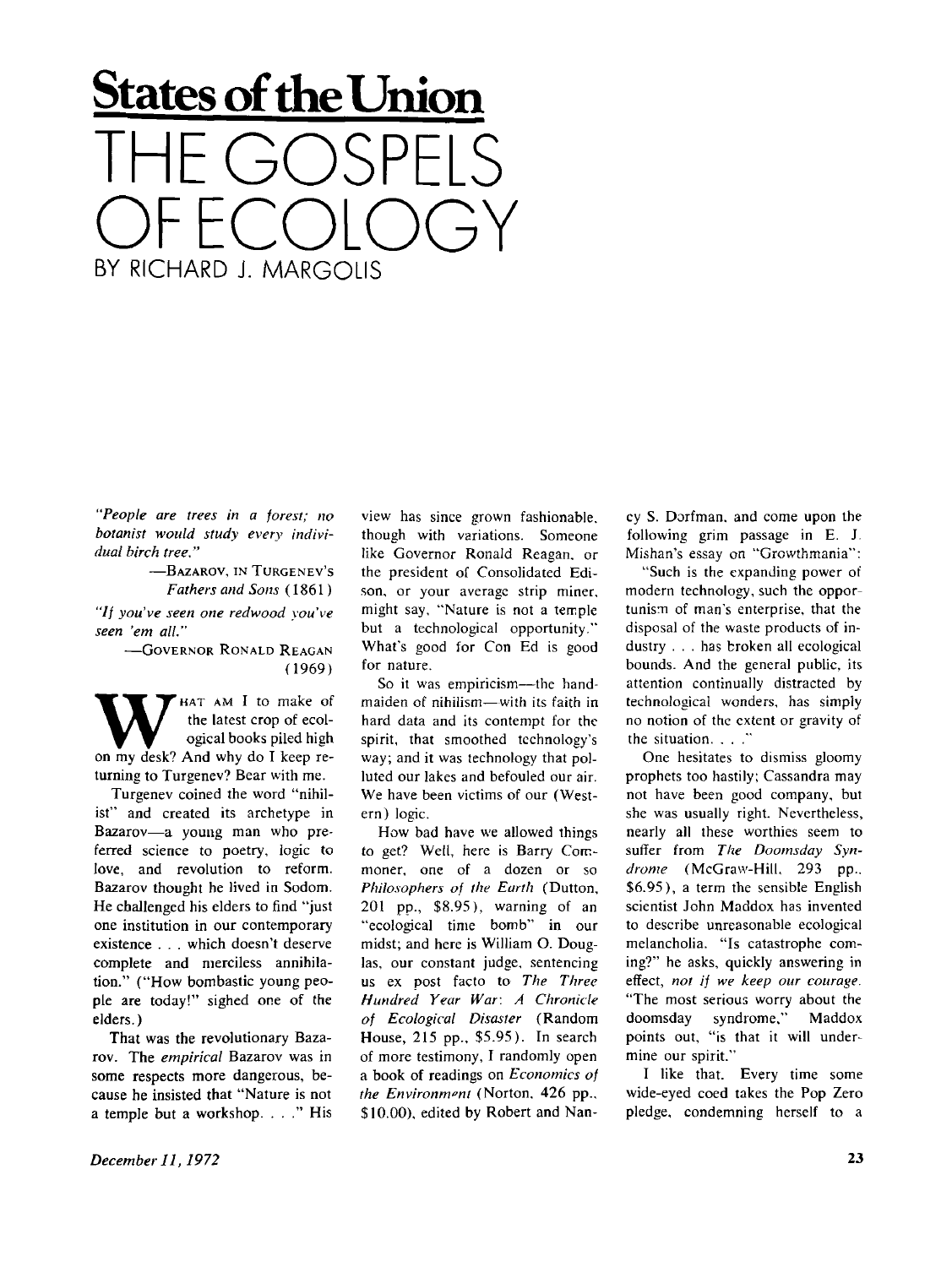# States of the Union

# THE GOSPELS OF ECOLOGY

BY RICHARD J. MARGOLIS

*"People are trees in a forest; no botanist would study every individual birch tree."*

—BAZAROV, IN TURGENEV'S *Fathers and Sons* (1861)

*"If you've seen one redwood you've seen 'em all."*

—GOVERNOR RONALD REAGAN (1969)

WHAT AM I to make of the latest crop of ecological books piled high on my desk? And why do I keep returning to Turgenev? Bear with me.

Turgenev coined the word "nihilist" and created its archetype in Bazarov—a young man who preferred science to poetry, logic to love, and revolution to reform. Bazarov thought he lived in Sodom. He challenged his elders to find "just one institution in our contemporary existence . . . which doesn't deserve complete and merciless annihilation." ("How bombastic young people are today!" sighed one of the elders.)

That was the revolutionary Bazarov. The *empirical* Bazarov was in some respects more dangerous, because he insisted that "Nature is not a temple but a workshop. . . ." His view has since grown fashionable, though with variations. Someone like Governor Ronald Reagan, or the president of Consolidated Edison, or your average strip miner, might say, "Nature is not a temple but a technological opportunity." What's good for Con Ed is good for nature.

So it was empiricism—the handmaiden of nihilism—with its faith in hard data and its contempt for the spirit, that smoothed technology's way; and it was technology that polluted our lakes and befouled our air. We have been victims of our (Western) logic.

How bad have we allowed things to get? Well, here is Barry Commoner, one of a dozen or so *Philosophers of the Earth* (Dutton, 201 pp., $8.95), warning of an "ecological time bomb" in our midst; and here is William O. Douglas, our constant judge, sentencing us ex post facto to *The Three Hundred Year War: A Chronicle of Ecological Disaster* (Random House, 215 pp., $5.95). In search of more testimony, I randomly open a book of readings on *Economics of the Environment* (Norton, 426 pp., $10.00), edited by Robert and Nancy S. Dorfman, and come upon the following grim passage in E. J. Mishan's essay on "Growthmania":

"Such is the expanding power of modern technology, such the opportunism of man's enterprise, that the disposal of the waste products of industry . . . has broken all ecological bounds. And the general public, its attention continually distracted by technological wonders, has simply no notion of the extent or gravity of the situation. . . ."

One hesitates to dismiss gloomy prophets too hastily; Cassandra may not have been good company, but she was usually right. Nevertheless, nearly all these worthies seem to suffer from *The Doomsday Syndrome* (McGraw-Hill, 293 pp., $6.95), a term the sensible English scientist John Maddox has invented to describe unreasonable ecological melancholia. "Is catastrophe coming?" he asks, quickly answering in effect, *not if we keep our courage.* "The most serious worry about the doomsday syndrome," Maddox points out, "is that it will undermine our spirit."

I like that. Every time some wide-eyed coed takes the Pop Zero pledge, condemning herself to a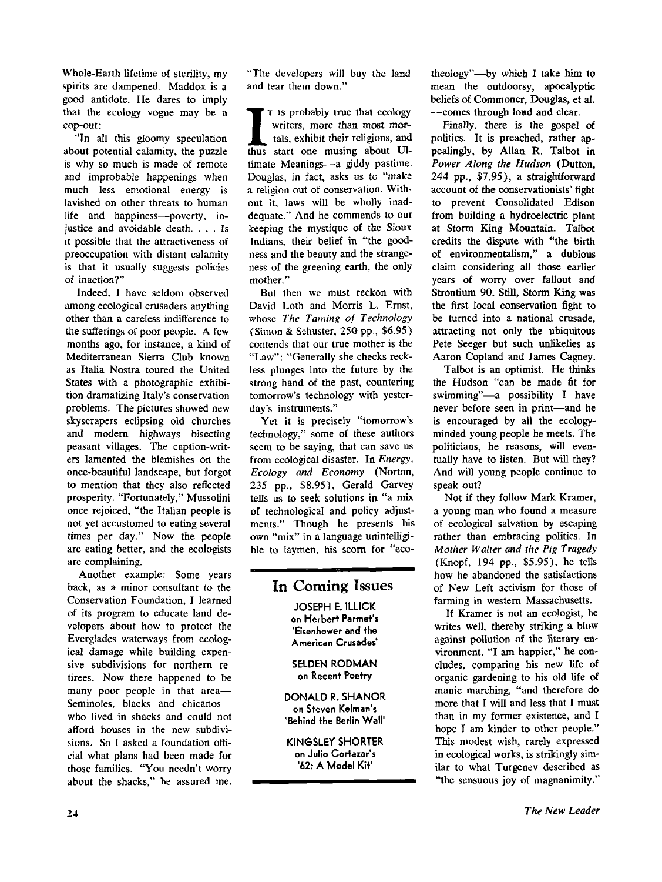Whole-Earth lifetime of sterility, my spirits are dampened. Maddox is a good antidote. He dares to imply that the ecology vogue may be a cop-out:

"In all this gloomy speculation about potential calamity, the puzzle is why so much is made of remote and improbable happenings when much less emotional energy is lavished on other threats to human life and happiness—poverty, injustice and avoidable death. . . . Is it possible that the attractiveness of preoccupation with distant calamity is that it usually suggests policies of inaction?"

Indeed, I have seldom observed among ecological crusaders anything other than a careless indifference to the sufferings of poor people. A few months ago, for instance, a kind of Mediterranean Sierra Club known as Italia Nostra toured the United States with a photographic exhibition dramatizing Italy's conservation problems. The pictures showed new skyscrapers eclipsing old churches and modern highways bisecting peasant villages. The caption-writers lamented the blemishes on the once-beautiful landscape, but forgot to mention that they also reflected prosperity. "Fortunately," Mussolini once rejoiced, "the Italian people is not yet accustomed to eating several times per day." Now the people are eating better, and the ecologists are complaining.

Another example: Some years back, as a minor consultant to the Conservation Foundation, I learned of its program to educate land developers about how to protect the Everglades waterways from ecological damage while building expensive subdivisions for northern retirees. Now there happened to be many poor people in that area—Seminoles, blacks and chicanos—who lived in shacks and could not afford houses in the new subdivisions. So I asked a foundation official what plans had been made for those families. "You needn't worry about the shacks," he assured me. "The developers will buy the land and tear them down."

It is probably true that ecology writers, more than most mortals, exhibit their religions, and thus start one musing about Ultimate Meanings—a giddy pastime. Douglas, in fact, asks us to "make a religion out of conservation. Without it, laws will be wholly inadequate." And he commends to our keeping the mystique of the Sioux Indians, their belief in "the goodness and the beauty and the strangeness of the greening earth, the only mother."

But then we must reckon with David Loth and Morris L. Ernst, whose *The Taming of Technology* (Simon & Schuster, 250 pp., $6.95) contends that our true mother is the "Law": "Generally she checks reckless plunges into the future by the strong hand of the past, countering tomorrow's technology with yesterday's instruments."

Yet it is precisely "tomorrow's technology," some of these authors seem to be saying, that can save us from ecological disaster. In *Energy, Ecology and Economy* (Norton, 235 pp., $8.95), Gerald Garvey tells us to seek solutions in "a mix of technological and policy adjustments." Though he presents his own "mix" in a language unintelligible to laymen, his scorn for "eco-theology"—by which I take him to mean the outdoorsy, apocalyptic beliefs of Commoner, Douglas, et al. —comes through loud and clear.

## In Coming Issues

**JOSEPH E. ILLICK**
**on Herbert Parmet's 'Eisenhower and the American Crusades'**

**SELDEN RODMAN**
**on Recent Poetry**

**DONALD R. SHANOR**
**on Steven Kelman's 'Behind the Berlin Wall'**

**KINGSLEY SHORTER**
**on Julio Cortazar's '62: A Model Kit'**

Finally, there is the gospel of politics. It is preached, rather appealingly, by Allan R. Talbot in *Power Along the Hudson* (Dutton, 244 pp., $7.95), a straightforward account of the conservationists' fight to prevent Consolidated Edison from building a hydroelectric plant at Storm King Mountain. Talbot credits the dispute with "the birth of environmentalism," a dubious claim considering all those earlier years of worry over fallout and Strontium 90. Still, Storm King was the first local conservation fight to be turned into a national crusade, attracting not only the ubiquitous Pete Seeger but such unlikelies as Aaron Copland and James Cagney.

Talbot is an optimist. He thinks the Hudson "can be made fit for swimming"—a possibility I have never before seen in print—and he is encouraged by all the ecology-minded young people he meets. The politicians, he reasons, will eventually have to listen. But will they? And will young people continue to speak out?

Not if they follow Mark Kramer, a young man who found a measure of ecological salvation by escaping rather than embracing politics. In *Mother Walter and the Pig Tragedy* (Knopf, 194 pp., $5.95), he tells how he abandoned the satisfactions of New Left activism for those of farming in western Massachusetts.

If Kramer is not an ecologist, he writes well, thereby striking a blow against pollution of the literary environment. "I am happier," he concludes, comparing his new life of organic gardening to his old life of manic marching, "and therefore do more that I will and less that I must than in my former existence, and I hope I am kinder to other people." This modest wish, rarely expressed in ecological works, is strikingly similar to what Turgenev described as "the sensuous joy of magnanimity."